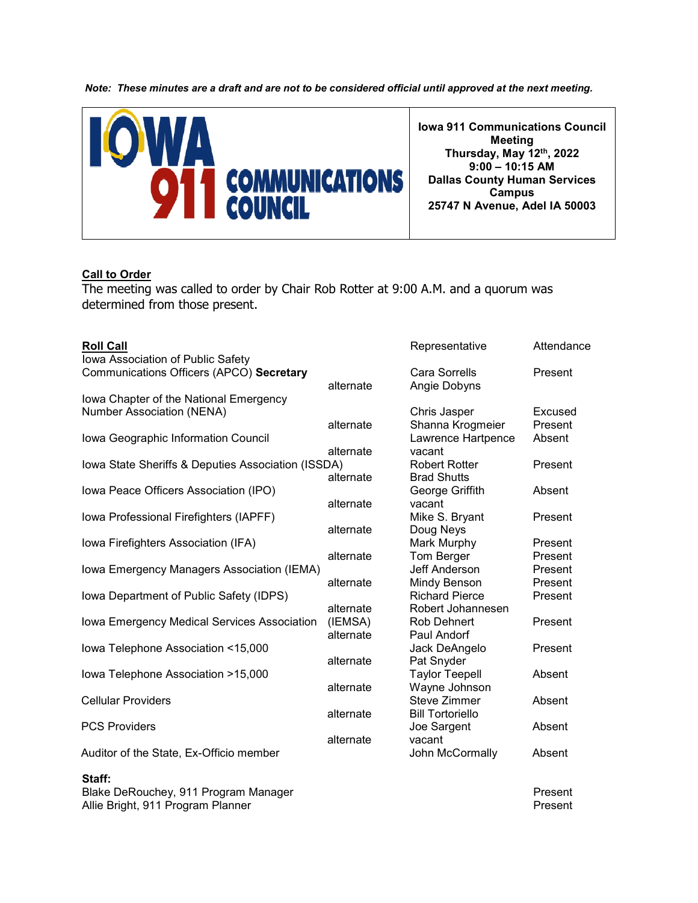*Note: These minutes are a draft and are not to be considered official until approved at the next meeting.*

**Iowa 911 Communications Council Meeting**
**Thursday, May 12th, 2022**
**9:00 – 10:15 AM**
**Dallas County Human Services Campus**
**25747 N Avenue, Adel IA 50003**

## Call to Order

The meeting was called to order by Chair Rob Rotter at 9:00 A.M. and a quorum was determined from those present.

## Roll Call

| Organization | | Representative | Attendance |
|---|---|---|---|
| Iowa Association of Public Safety Communications Officers (APCO) **Secretary** | | Cara Sorrells | Present |
| | alternate | Angie Dobyns | |
| Iowa Chapter of the National Emergency Number Association (NENA) | | Chris Jasper | Excused |
| | alternate | Shanna Krogmeier | Present |
| Iowa Geographic Information Council | | Lawrence Hartpence | Absent |
| | alternate | vacant | |
| Iowa State Sheriffs & Deputies Association (ISSDA) | | Robert Rotter | Present |
| | alternate | Brad Shutts | |
| Iowa Peace Officers Association (IPO) | | George Griffith | Absent |
| | alternate | vacant | |
| Iowa Professional Firefighters (IAPFF) | | Mike S. Bryant | Present |
| | alternate | Doug Neys | |
| Iowa Firefighters Association (IFA) | | Mark Murphy | Present |
| | alternate | Tom Berger | Present |
| Iowa Emergency Managers Association (IEMA) | | Jeff Anderson | Present |
| | alternate | Mindy Benson | Present |
| Iowa Department of Public Safety (IDPS) | | Richard Pierce | Present |
| | alternate | Robert Johannesen | |
| Iowa Emergency Medical Services Association (IEMSA) | | Rob Dehnert | Present |
| | alternate | Paul Andorf | |
| Iowa Telephone Association <15,000 | | Jack DeAngelo | Present |
| | alternate | Pat Snyder | |
| Iowa Telephone Association >15,000 | | Taylor Teepell | Absent |
| | alternate | Wayne Johnson | |
| Cellular Providers | | Steve Zimmer | Absent |
| | alternate | Bill Tortoriello | |
| PCS Providers | | Joe Sargent | Absent |
| | alternate | vacant | |
| Auditor of the State, Ex-Officio member | | John McCormally | Absent |

**Staff:**

| Staff | Attendance |
|---|---|
| Blake DeRouchey, 911 Program Manager | Present |
| Allie Bright, 911 Program Planner | Present |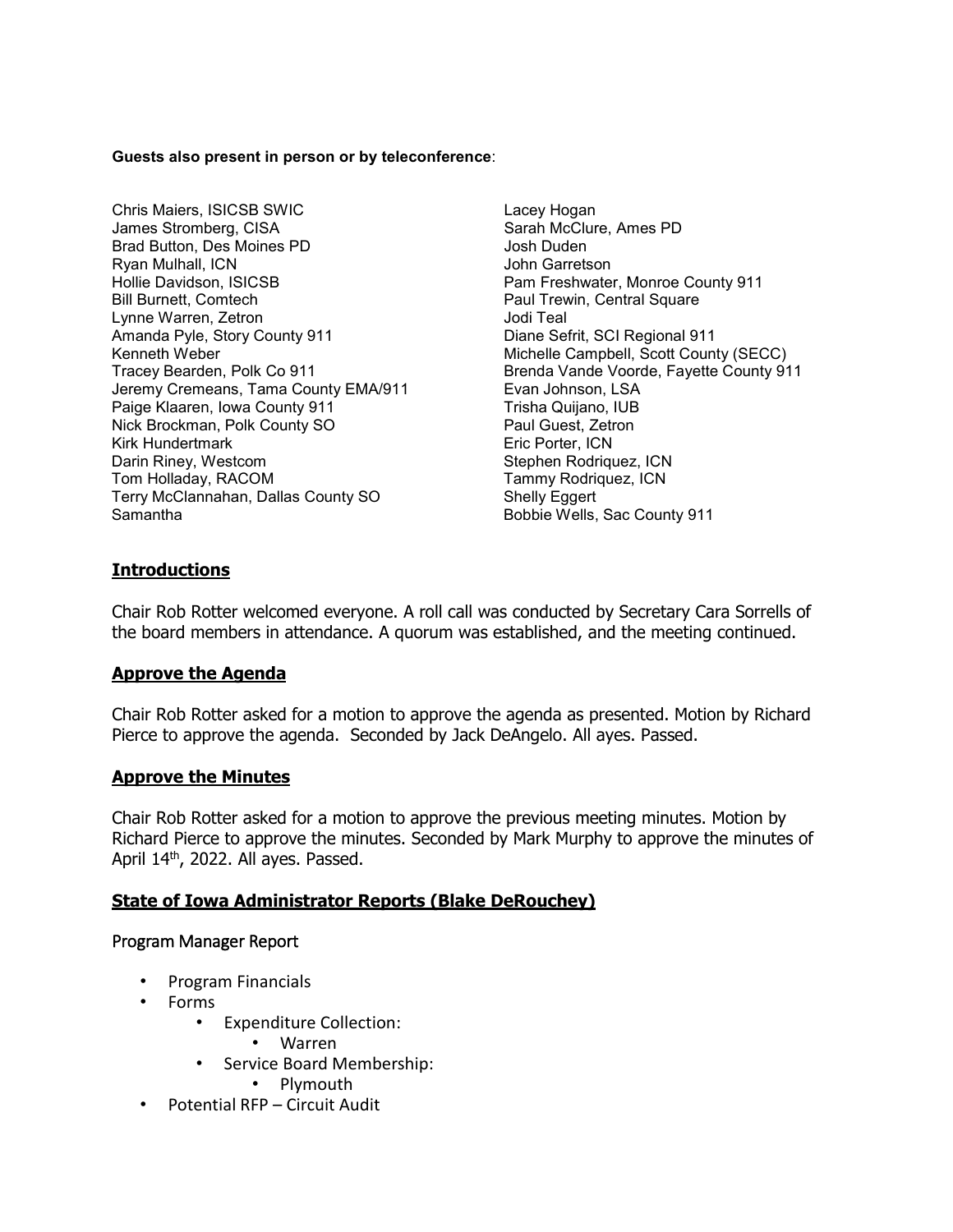**Guests also present in person or by teleconference**:

Chris Maiers, ISICSB SWIC
James Stromberg, CISA
Brad Button, Des Moines PD
Ryan Mulhall, ICN
Hollie Davidson, ISICSB
Bill Burnett, Comtech
Lynne Warren, Zetron
Amanda Pyle, Story County 911
Kenneth Weber
Tracey Bearden, Polk Co 911
Jeremy Cremeans, Tama County EMA/911
Paige Klaaren, Iowa County 911
Nick Brockman, Polk County SO
Kirk Hundertmark
Darin Riney, Westcom
Tom Holladay, RACOM
Terry McClannahan, Dallas County SO
Samantha
Lacey Hogan
Sarah McClure, Ames PD
Josh Duden
John Garretson
Pam Freshwater, Monroe County 911
Paul Trewin, Central Square
Jodi Teal
Diane Sefrit, SCI Regional 911
Michelle Campbell, Scott County (SECC)
Brenda Vande Voorde, Fayette County 911
Evan Johnson, LSA
Trisha Quijano, IUB
Paul Guest, Zetron
Eric Porter, ICN
Stephen Rodriquez, ICN
Tammy Rodriquez, ICN
Shelly Eggert
Bobbie Wells, Sac County 911

## Introductions

Chair Rob Rotter welcomed everyone. A roll call was conducted by Secretary Cara Sorrells of the board members in attendance. A quorum was established, and the meeting continued.

## Approve the Agenda

Chair Rob Rotter asked for a motion to approve the agenda as presented. Motion by Richard Pierce to approve the agenda. Seconded by Jack DeAngelo. All ayes. Passed.

## Approve the Minutes

Chair Rob Rotter asked for a motion to approve the previous meeting minutes. Motion by Richard Pierce to approve the minutes. Seconded by Mark Murphy to approve the minutes of April 14th, 2022. All ayes. Passed.

## State of Iowa Administrator Reports (Blake DeRouchey)

### Program Manager Report

- Program Financials
- Forms
    - Expenditure Collection:
        - Warren
    - Service Board Membership:
        - Plymouth
- Potential RFP – Circuit Audit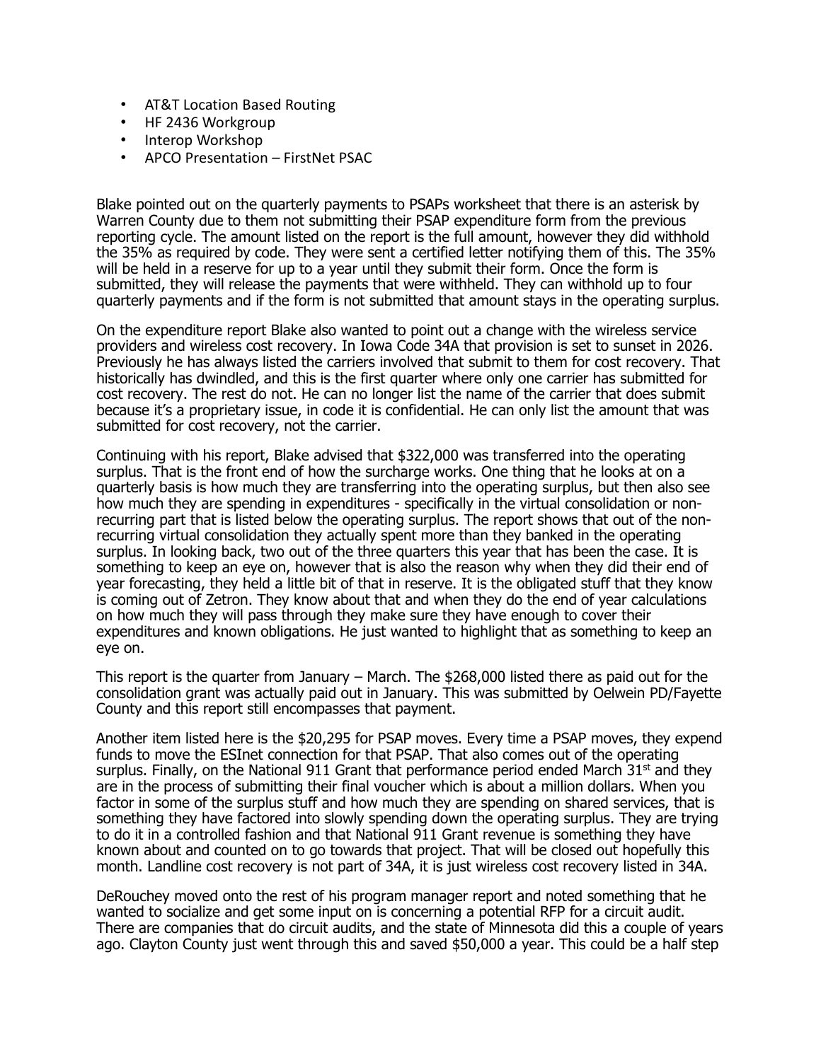- AT&T Location Based Routing
- HF 2436 Workgroup
- Interop Workshop
- APCO Presentation – FirstNet PSAC

Blake pointed out on the quarterly payments to PSAPs worksheet that there is an asterisk by Warren County due to them not submitting their PSAP expenditure form from the previous reporting cycle. The amount listed on the report is the full amount, however they did withhold the 35% as required by code. They were sent a certified letter notifying them of this. The 35% will be held in a reserve for up to a year until they submit their form. Once the form is submitted, they will release the payments that were withheld. They can withhold up to four quarterly payments and if the form is not submitted that amount stays in the operating surplus.

On the expenditure report Blake also wanted to point out a change with the wireless service providers and wireless cost recovery. In Iowa Code 34A that provision is set to sunset in 2026. Previously he has always listed the carriers involved that submit to them for cost recovery. That historically has dwindled, and this is the first quarter where only one carrier has submitted for cost recovery. The rest do not. He can no longer list the name of the carrier that does submit because it's a proprietary issue, in code it is confidential. He can only list the amount that was submitted for cost recovery, not the carrier.

Continuing with his report, Blake advised that $322,000 was transferred into the operating surplus. That is the front end of how the surcharge works. One thing that he looks at on a quarterly basis is how much they are transferring into the operating surplus, but then also see how much they are spending in expenditures - specifically in the virtual consolidation or non-recurring part that is listed below the operating surplus. The report shows that out of the non-recurring virtual consolidation they actually spent more than they banked in the operating surplus. In looking back, two out of the three quarters this year that has been the case. It is something to keep an eye on, however that is also the reason why when they did their end of year forecasting, they held a little bit of that in reserve. It is the obligated stuff that they know is coming out of Zetron. They know about that and when they do the end of year calculations on how much they will pass through they make sure they have enough to cover their expenditures and known obligations. He just wanted to highlight that as something to keep an eye on.

This report is the quarter from January – March. The $268,000 listed there as paid out for the consolidation grant was actually paid out in January. This was submitted by Oelwein PD/Fayette County and this report still encompasses that payment.

Another item listed here is the $20,295 for PSAP moves. Every time a PSAP moves, they expend funds to move the ESInet connection for that PSAP. That also comes out of the operating surplus. Finally, on the National 911 Grant that performance period ended March 31st and they are in the process of submitting their final voucher which is about a million dollars. When you factor in some of the surplus stuff and how much they are spending on shared services, that is something they have factored into slowly spending down the operating surplus. They are trying to do it in a controlled fashion and that National 911 Grant revenue is something they have known about and counted on to go towards that project. That will be closed out hopefully this month. Landline cost recovery is not part of 34A, it is just wireless cost recovery listed in 34A.

DeRouchey moved onto the rest of his program manager report and noted something that he wanted to socialize and get some input on is concerning a potential RFP for a circuit audit. There are companies that do circuit audits, and the state of Minnesota did this a couple of years ago. Clayton County just went through this and saved $50,000 a year. This could be a half step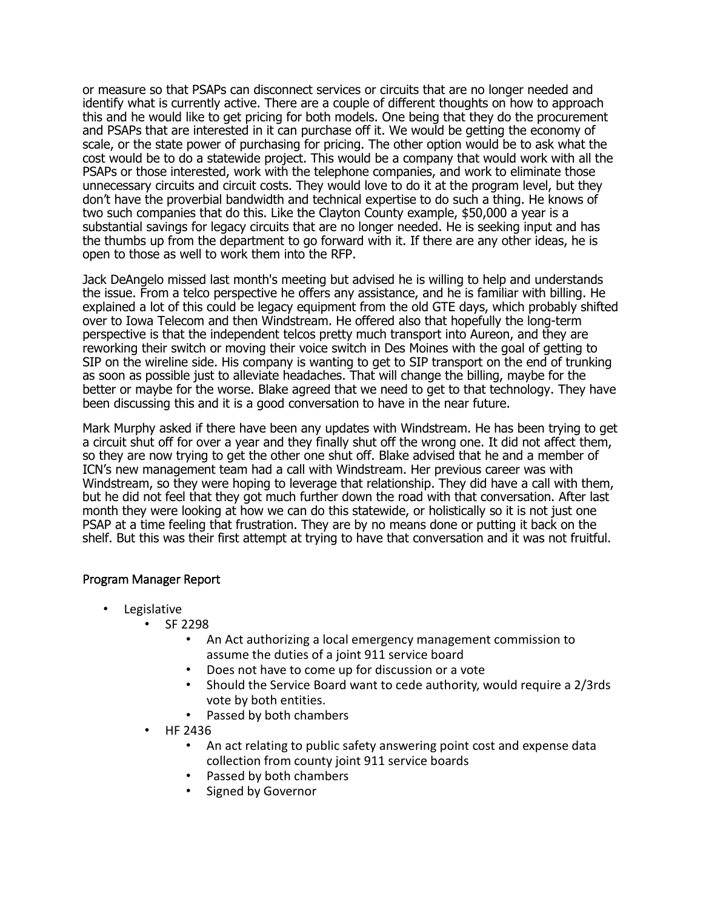or measure so that PSAPs can disconnect services or circuits that are no longer needed and identify what is currently active. There are a couple of different thoughts on how to approach this and he would like to get pricing for both models. One being that they do the procurement and PSAPs that are interested in it can purchase off it. We would be getting the economy of scale, or the state power of purchasing for pricing. The other option would be to ask what the cost would be to do a statewide project. This would be a company that would work with all the PSAPs or those interested, work with the telephone companies, and work to eliminate those unnecessary circuits and circuit costs. They would love to do it at the program level, but they don't have the proverbial bandwidth and technical expertise to do such a thing. He knows of two such companies that do this. Like the Clayton County example, $50,000 a year is a substantial savings for legacy circuits that are no longer needed. He is seeking input and has the thumbs up from the department to go forward with it. If there are any other ideas, he is open to those as well to work them into the RFP.

Jack DeAngelo missed last month's meeting but advised he is willing to help and understands the issue. From a telco perspective he offers any assistance, and he is familiar with billing. He explained a lot of this could be legacy equipment from the old GTE days, which probably shifted over to Iowa Telecom and then Windstream. He offered also that hopefully the long-term perspective is that the independent telcos pretty much transport into Aureon, and they are reworking their switch or moving their voice switch in Des Moines with the goal of getting to SIP on the wireline side. His company is wanting to get to SIP transport on the end of trunking as soon as possible just to alleviate headaches. That will change the billing, maybe for the better or maybe for the worse. Blake agreed that we need to get to that technology. They have been discussing this and it is a good conversation to have in the near future.

Mark Murphy asked if there have been any updates with Windstream. He has been trying to get a circuit shut off for over a year and they finally shut off the wrong one. It did not affect them, so they are now trying to get the other one shut off. Blake advised that he and a member of ICN's new management team had a call with Windstream. Her previous career was with Windstream, so they were hoping to leverage that relationship. They did have a call with them, but he did not feel that they got much further down the road with that conversation. After last month they were looking at how we can do this statewide, or holistically so it is not just one PSAP at a time feeling that frustration. They are by no means done or putting it back on the shelf. But this was their first attempt at trying to have that conversation and it was not fruitful.

### Program Manager Report

- Legislative
  - SF 2298
    - An Act authorizing a local emergency management commission to assume the duties of a joint 911 service board
    - Does not have to come up for discussion or a vote
    - Should the Service Board want to cede authority, would require a 2/3rds vote by both entities.
    - Passed by both chambers
  - HF 2436
    - An act relating to public safety answering point cost and expense data collection from county joint 911 service boards
    - Passed by both chambers
    - Signed by Governor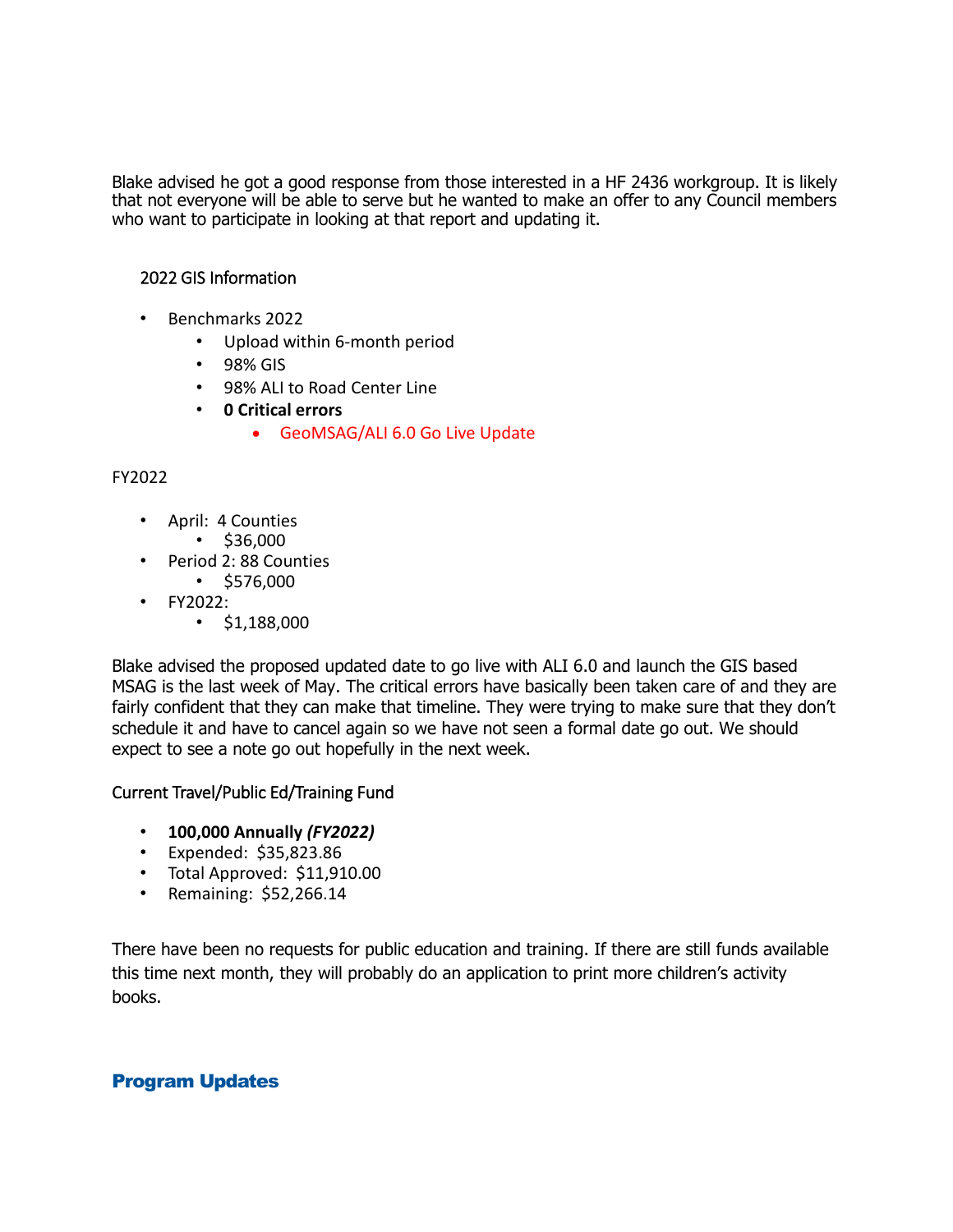Blake advised he got a good response from those interested in a HF 2436 workgroup. It is likely that not everyone will be able to serve but he wanted to make an offer to any Council members who want to participate in looking at that report and updating it.

2022 GIS Information

- Benchmarks 2022
  - Upload within 6-month period
  - 98% GIS
  - 98% ALI to Road Center Line
  - **0 Critical errors**
    - GeoMSAG/ALI 6.0 Go Live Update

FY2022

- April: 4 Counties
  - $36,000
- Period 2: 88 Counties
  - $576,000
- FY2022:
  - $1,188,000

Blake advised the proposed updated date to go live with ALI 6.0 and launch the GIS based MSAG is the last week of May. The critical errors have basically been taken care of and they are fairly confident that they can make that timeline. They were trying to make sure that they don't schedule it and have to cancel again so we have not seen a formal date go out. We should expect to see a note go out hopefully in the next week.

Current Travel/Public Ed/Training Fund

- **100,000 Annually *(FY2022)***
- Expended: $35,823.86
- Total Approved: $11,910.00
- Remaining: $52,266.14

There have been no requests for public education and training. If there are still funds available this time next month, they will probably do an application to print more children's activity books.

## Program Updates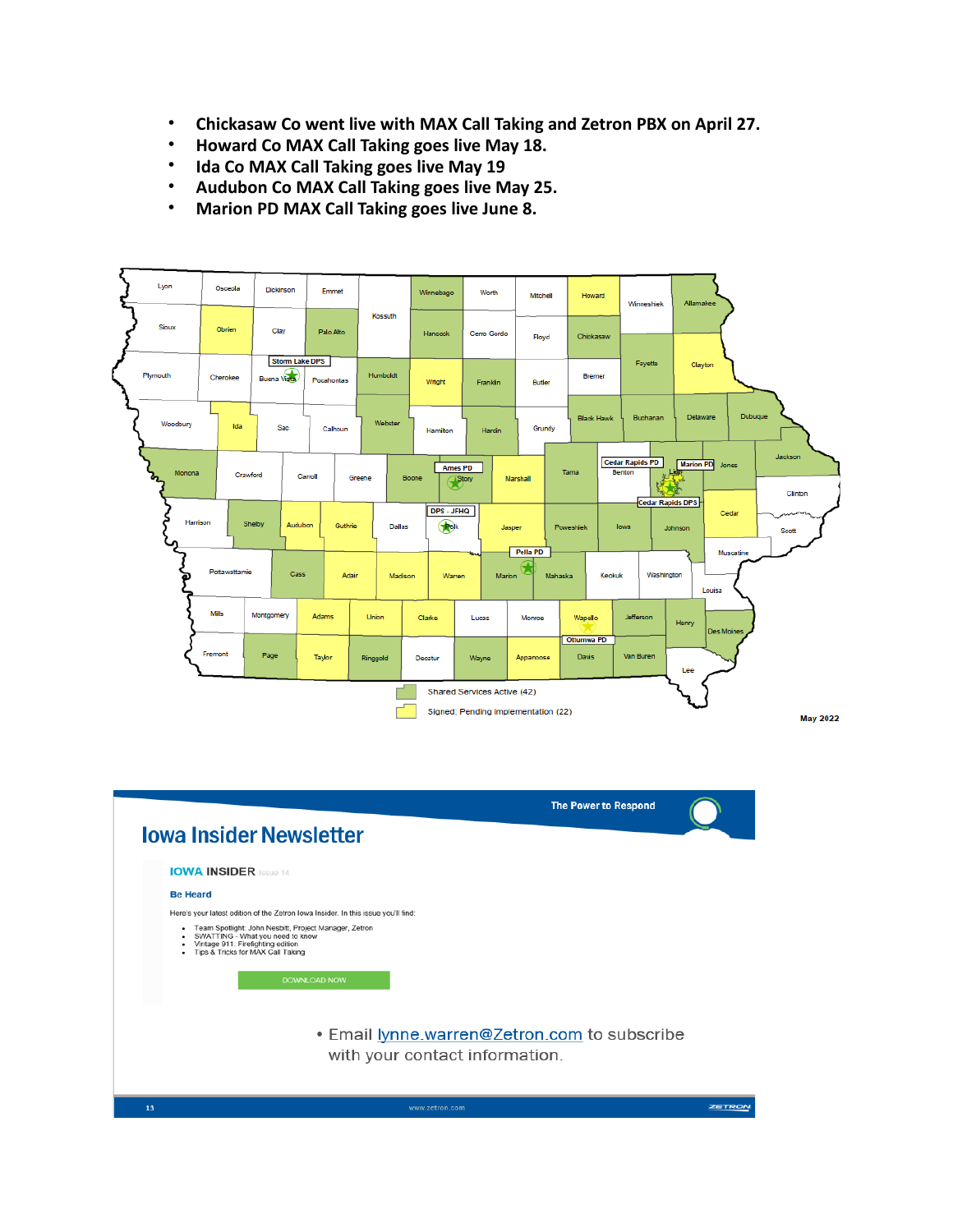- **Chickasaw Co went live with MAX Call Taking and Zetron PBX on April 27.**
- **Howard Co MAX Call Taking goes live May 18.**
- **Ida Co MAX Call Taking goes live May 19**
- **Audubon Co MAX Call Taking goes live May 25.**
- **Marion PD MAX Call Taking goes live June 8.**

Shared Services Active (42)

Signed; Pending implementation (22)

May 2022

# Iowa Insider Newsletter

The Power to Respond

**IOWA INSIDER** Issue 14

**Be Heard**

Here's your latest edition of the Zetron Iowa Insider. In this issue you'll find:

- Team Spotlight: John Nesbitt, Project Manager, Zetron
- SWATTING - What you need to know
- Vintage 911: Firefighting edition
- Tips & Tricks for MAX Call Taking

DOWNLOAD NOW

- Email lynne.warren@Zetron.com to subscribe with your contact information.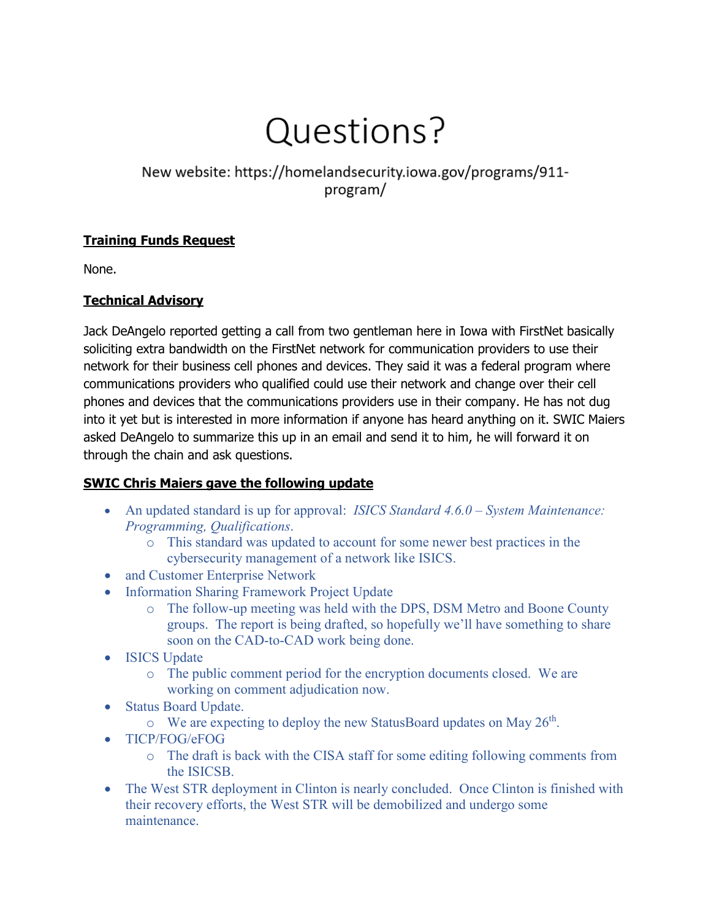# Questions?

New website: https://homelandsecurity.iowa.gov/programs/911-program/

**Training Funds Request**

None.

**Technical Advisory**

Jack DeAngelo reported getting a call from two gentleman here in Iowa with FirstNet basically soliciting extra bandwidth on the FirstNet network for communication providers to use their network for their business cell phones and devices. They said it was a federal program where communications providers who qualified could use their network and change over their cell phones and devices that the communications providers use in their company. He has not dug into it yet but is interested in more information if anyone has heard anything on it. SWIC Maiers asked DeAngelo to summarize this up in an email and send it to him, he will forward it on through the chain and ask questions.

**SWIC Chris Maiers gave the following update**

- An updated standard is up for approval: *ISICS Standard 4.6.0 – System Maintenance: Programming, Qualifications*.
  - This standard was updated to account for some newer best practices in the cybersecurity management of a network like ISICS.
- and Customer Enterprise Network
- Information Sharing Framework Project Update
  - The follow-up meeting was held with the DPS, DSM Metro and Boone County groups. The report is being drafted, so hopefully we'll have something to share soon on the CAD-to-CAD work being done.
- ISICS Update
  - The public comment period for the encryption documents closed. We are working on comment adjudication now.
- Status Board Update.
  - We are expecting to deploy the new StatusBoard updates on May 26th.
- TICP/FOG/eFOG
  - The draft is back with the CISA staff for some editing following comments from the ISICSB.
- The West STR deployment in Clinton is nearly concluded. Once Clinton is finished with their recovery efforts, the West STR will be demobilized and undergo some maintenance.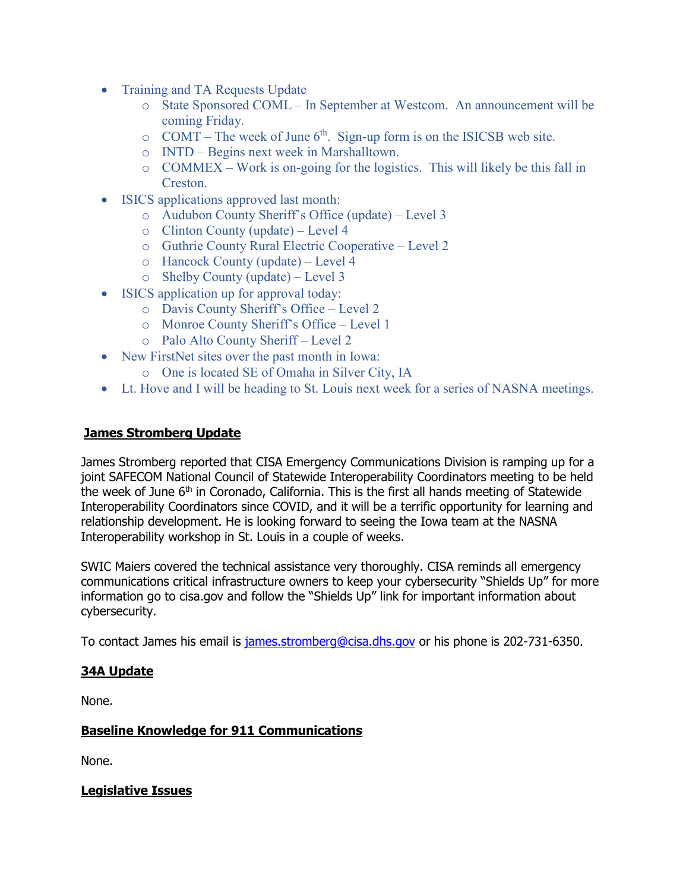- Training and TA Requests Update
  - State Sponsored COML – In September at Westcom. An announcement will be coming Friday.
  - COMT – The week of June 6th. Sign-up form is on the ISICSB web site.
  - INTD – Begins next week in Marshalltown.
  - COMMEX – Work is on-going for the logistics. This will likely be this fall in Creston.
- ISICS applications approved last month:
  - Audubon County Sheriff's Office (update) – Level 3
  - Clinton County (update) – Level 4
  - Guthrie County Rural Electric Cooperative – Level 2
  - Hancock County (update) – Level 4
  - Shelby County (update) – Level 3
- ISICS application up for approval today:
  - Davis County Sheriff's Office – Level 2
  - Monroe County Sheriff's Office – Level 1
  - Palo Alto County Sheriff – Level 2
- New FirstNet sites over the past month in Iowa:
  - One is located SE of Omaha in Silver City, IA
- Lt. Hove and I will be heading to St. Louis next week for a series of NASNA meetings.

## James Stromberg Update

James Stromberg reported that CISA Emergency Communications Division is ramping up for a joint SAFECOM National Council of Statewide Interoperability Coordinators meeting to be held the week of June 6th in Coronado, California. This is the first all hands meeting of Statewide Interoperability Coordinators since COVID, and it will be a terrific opportunity for learning and relationship development. He is looking forward to seeing the Iowa team at the NASNA Interoperability workshop in St. Louis in a couple of weeks.

SWIC Maiers covered the technical assistance very thoroughly. CISA reminds all emergency communications critical infrastructure owners to keep your cybersecurity "Shields Up" for more information go to cisa.gov and follow the "Shields Up" link for important information about cybersecurity.

To contact James his email is james.stromberg@cisa.dhs.gov or his phone is 202-731-6350.

## 34A Update

None.

## Baseline Knowledge for 911 Communications

None.

## Legislative Issues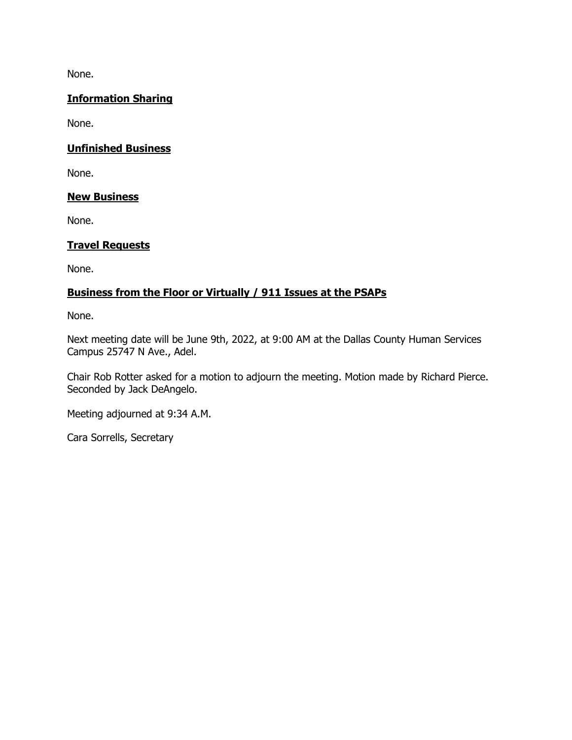None.

**Information Sharing**

None.

**Unfinished Business**

None.

**New Business**

None.

**Travel Requests**

None.

**Business from the Floor or Virtually / 911 Issues at the PSAPs**

None.

Next meeting date will be June 9th, 2022, at 9:00 AM at the Dallas County Human Services Campus 25747 N Ave., Adel.

Chair Rob Rotter asked for a motion to adjourn the meeting. Motion made by Richard Pierce. Seconded by Jack DeAngelo.

Meeting adjourned at 9:34 A.M.

Cara Sorrells, Secretary